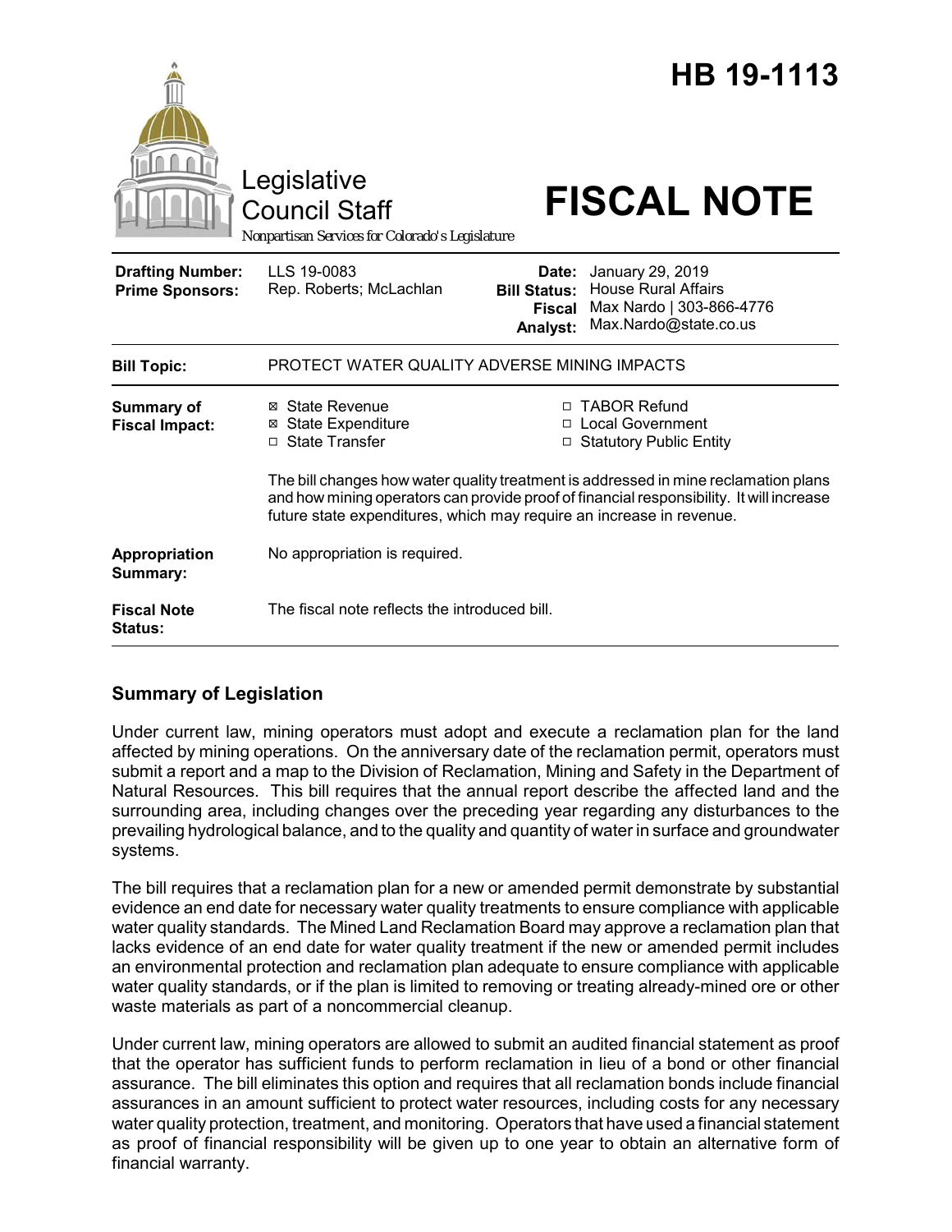# HB 19-1113

Legislative Council Staff

*Nonpartisan Services for Colorado's Legislature*

# FISCAL NOTE

| | | | |
|---|---|---|---|
| **Drafting Number:** | LLS 19-0083 | **Date:** | January 29, 2019 |
| **Prime Sponsors:** | Rep. Roberts; McLachlan | **Bill Status:** | House Rural Affairs |
| | | **Fiscal Analyst:** | Max Nardo \| 303-866-4776 Max.Nardo@state.co.us |

| | |
|---|---|
| **Bill Topic:** | PROTECT WATER QUALITY ADVERSE MINING IMPACTS |
| **Summary of Fiscal Impact:** | ☒ State Revenue<br>☒ State Expenditure<br>☐ State Transfer<br>☐ TABOR Refund<br>☐ Local Government<br>☐ Statutory Public Entity<br><br>The bill changes how water quality treatment is addressed in mine reclamation plans and how mining operators can provide proof of financial responsibility. It will increase future state expenditures, which may require an increase in revenue. |
| **Appropriation Summary:** | No appropriation is required. |
| **Fiscal Note Status:** | The fiscal note reflects the introduced bill. |

## Summary of Legislation

Under current law, mining operators must adopt and execute a reclamation plan for the land affected by mining operations. On the anniversary date of the reclamation permit, operators must submit a report and a map to the Division of Reclamation, Mining and Safety in the Department of Natural Resources. This bill requires that the annual report describe the affected land and the surrounding area, including changes over the preceding year regarding any disturbances to the prevailing hydrological balance, and to the quality and quantity of water in surface and groundwater systems.

The bill requires that a reclamation plan for a new or amended permit demonstrate by substantial evidence an end date for necessary water quality treatments to ensure compliance with applicable water quality standards. The Mined Land Reclamation Board may approve a reclamation plan that lacks evidence of an end date for water quality treatment if the new or amended permit includes an environmental protection and reclamation plan adequate to ensure compliance with applicable water quality standards, or if the plan is limited to removing or treating already-mined ore or other waste materials as part of a noncommercial cleanup.

Under current law, mining operators are allowed to submit an audited financial statement as proof that the operator has sufficient funds to perform reclamation in lieu of a bond or other financial assurance. The bill eliminates this option and requires that all reclamation bonds include financial assurances in an amount sufficient to protect water resources, including costs for any necessary water quality protection, treatment, and monitoring. Operators that have used a financial statement as proof of financial responsibility will be given up to one year to obtain an alternative form of financial warranty.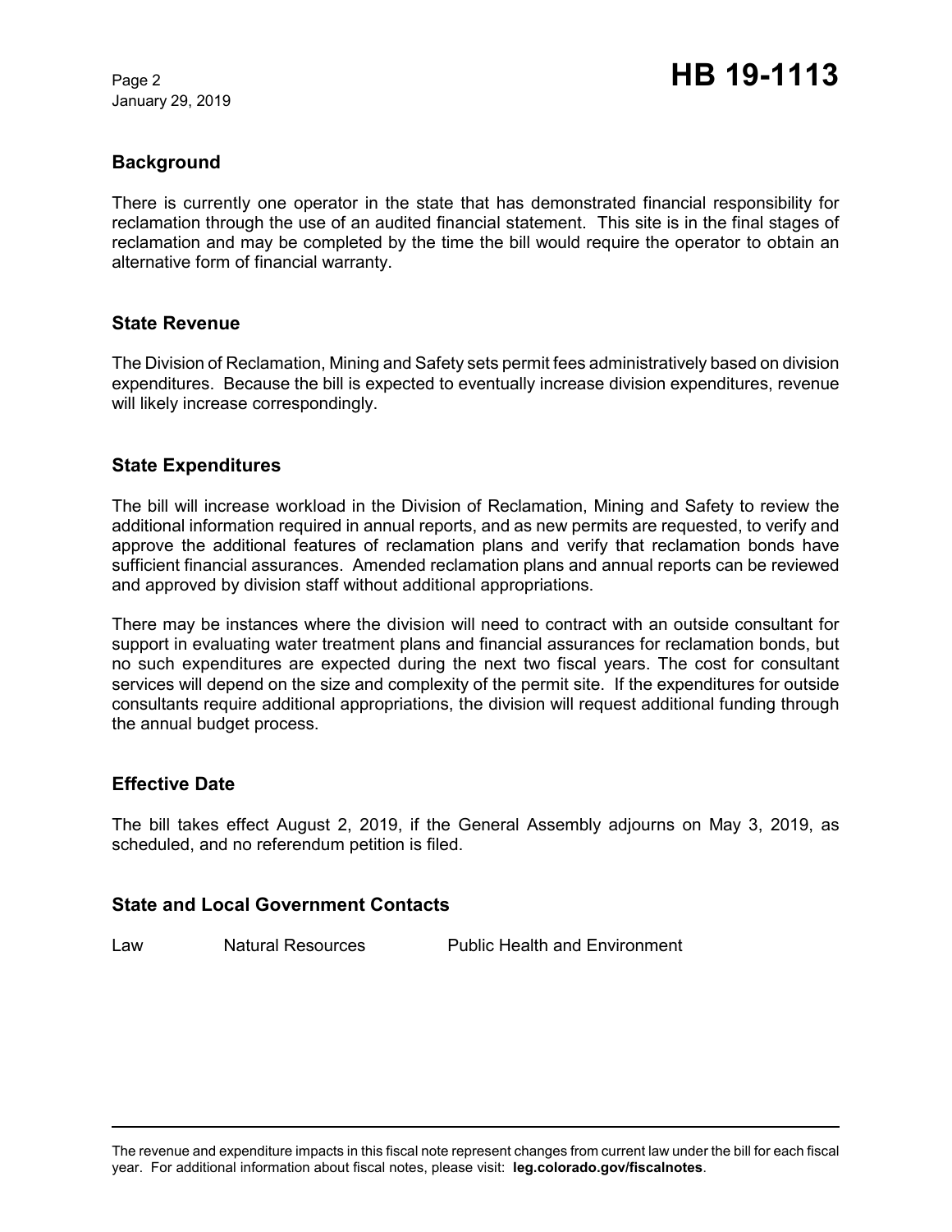## Background

There is currently one operator in the state that has demonstrated financial responsibility for reclamation through the use of an audited financial statement. This site is in the final stages of reclamation and may be completed by the time the bill would require the operator to obtain an alternative form of financial warranty.

## State Revenue

The Division of Reclamation, Mining and Safety sets permit fees administratively based on division expenditures. Because the bill is expected to eventually increase division expenditures, revenue will likely increase correspondingly.

## State Expenditures

The bill will increase workload in the Division of Reclamation, Mining and Safety to review the additional information required in annual reports, and as new permits are requested, to verify and approve the additional features of reclamation plans and verify that reclamation bonds have sufficient financial assurances. Amended reclamation plans and annual reports can be reviewed and approved by division staff without additional appropriations.

There may be instances where the division will need to contract with an outside consultant for support in evaluating water treatment plans and financial assurances for reclamation bonds, but no such expenditures are expected during the next two fiscal years. The cost for consultant services will depend on the size and complexity of the permit site. If the expenditures for outside consultants require additional appropriations, the division will request additional funding through the annual budget process.

## Effective Date

The bill takes effect August 2, 2019, if the General Assembly adjourns on May 3, 2019, as scheduled, and no referendum petition is filed.

## State and Local Government Contacts

Law Natural Resources Public Health and Environment

The revenue and expenditure impacts in this fiscal note represent changes from current law under the bill for each fiscal year. For additional information about fiscal notes, please visit: **leg.colorado.gov/fiscalnotes**.